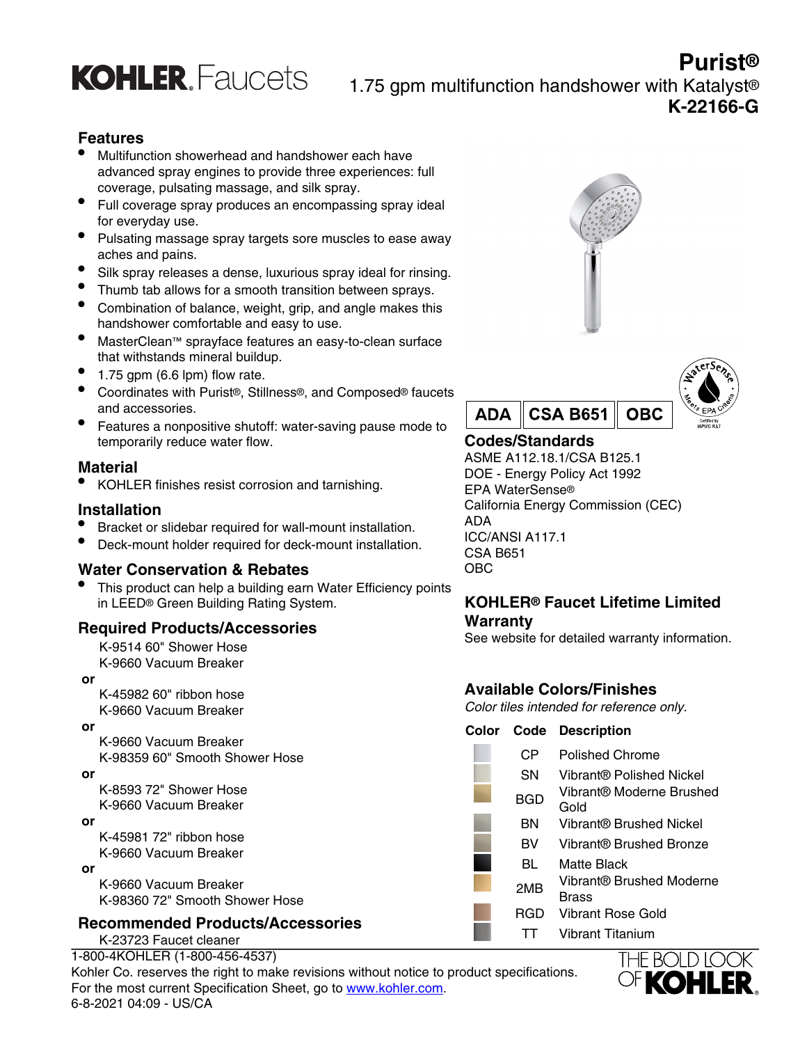# Purist®

1.75 gpm multifunction handshower with Katalyst®

**K-22166-G**

KOHLER. Faucets

## Features

- Multifunction showerhead and handshower each have advanced spray engines to provide three experiences: full coverage, pulsating massage, and silk spray.
- Full coverage spray produces an encompassing spray ideal for everyday use.
- Pulsating massage spray targets sore muscles to ease away aches and pains.
- Silk spray releases a dense, luxurious spray ideal for rinsing.
- Thumb tab allows for a smooth transition between sprays.
- Combination of balance, weight, grip, and angle makes this handshower comfortable and easy to use.
- MasterClean™ sprayface features an easy-to-clean surface that withstands mineral buildup.
- 1.75 gpm (6.6 lpm) flow rate.
- Coordinates with Purist®, Stillness®, and Composed® faucets and accessories.
- Features a nonpositive shutoff: water-saving pause mode to temporarily reduce water flow.

## Material

- KOHLER finishes resist corrosion and tarnishing.

## Installation

- Bracket or slidebar required for wall-mount installation.
- Deck-mount holder required for deck-mount installation.

## Water Conservation & Rebates

- This product can help a building earn Water Efficiency points in LEED® Green Building Rating System.

## Required Products/Accessories

K-9514 60" Shower Hose
K-9660 Vacuum Breaker

**or**

K-45982 60" ribbon hose
K-9660 Vacuum Breaker

**or**

K-9660 Vacuum Breaker
K-98359 60" Smooth Shower Hose

**or**

K-8593 72" Shower Hose
K-9660 Vacuum Breaker

**or**

K-45981 72" ribbon hose
K-9660 Vacuum Breaker

**or**

K-9660 Vacuum Breaker
K-98360 72" Smooth Shower Hose

## Recommended Products/Accessories

K-23723 Faucet cleaner

ADA | CSA B651 | OBC

WaterSense® Meets EPA Criteria — Certified by IAPMO R&T

## Codes/Standards

ASME A112.18.1/CSA B125.1
DOE - Energy Policy Act 1992
EPA WaterSense®
California Energy Commission (CEC)
ADA
ICC/ANSI A117.1
CSA B651
OBC

## KOHLER® Faucet Lifetime Limited Warranty

See website for detailed warranty information.

## Available Colors/Finishes

*Color tiles intended for reference only.*

| Color | Code | Description |
|---|---|---|
| | CP | Polished Chrome |
| | SN | Vibrant® Polished Nickel |
| | BGD | Vibrant® Moderne Brushed Gold |
| | BN | Vibrant® Brushed Nickel |
| | BV | Vibrant® Brushed Bronze |
| | BL | Matte Black |
| | 2MB | Vibrant® Brushed Moderne Brass |
| | RGD | Vibrant Rose Gold |
| | TT | Vibrant Titanium |

1-800-4KOHLER (1-800-456-4537)
Kohler Co. reserves the right to make revisions without notice to product specifications.
For the most current Specification Sheet, go to www.kohler.com.
6-8-2021 04:09 - US/CA

THE BOLD LOOK OF KOHLER.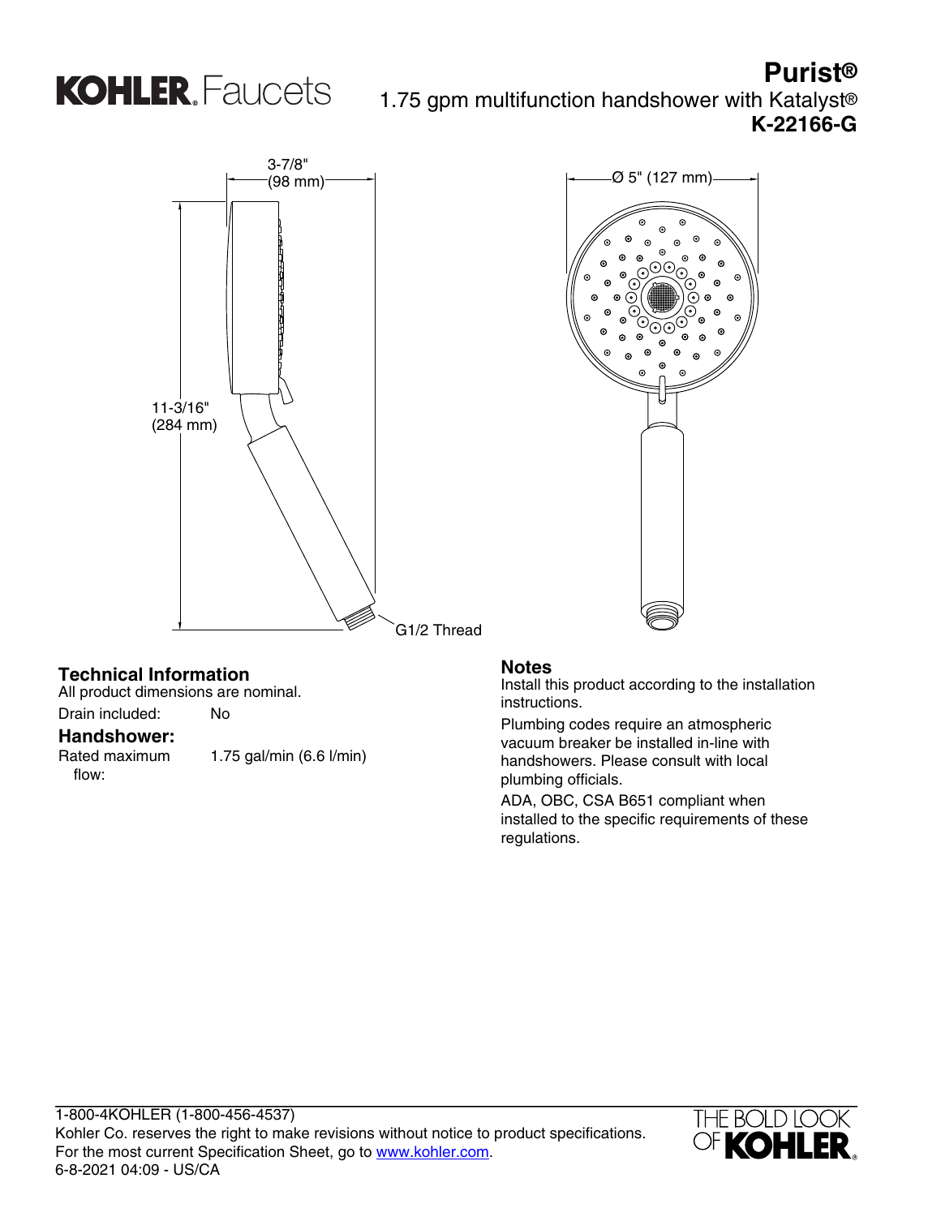# KOHLER. Faucets

## Purist®

1.75 gpm multifunction handshower with Katalyst®

**K-22166-G**

3-7/8"
(98 mm)

11-3/16"
(284 mm)

G1/2 Thread

Ø 5" (127 mm)

## Technical Information

All product dimensions are nominal.

| | |
|---|---|
| Drain included: | No |

### Handshower:

| | |
|---|---|
| Rated maximum flow: | 1.75 gal/min (6.6 l/min) |

## Notes

Install this product according to the installation instructions.

Plumbing codes require an atmospheric vacuum breaker be installed in-line with handshowers. Please consult with local plumbing officials.

ADA, OBC, CSA B651 compliant when installed to the specific requirements of these regulations.

1-800-4KOHLER (1-800-456-4537)
Kohler Co. reserves the right to make revisions without notice to product specifications.
For the most current Specification Sheet, go to www.kohler.com.
6-8-2021 04:09 - US/CA

THE BOLD LOOK OF KOHLER.